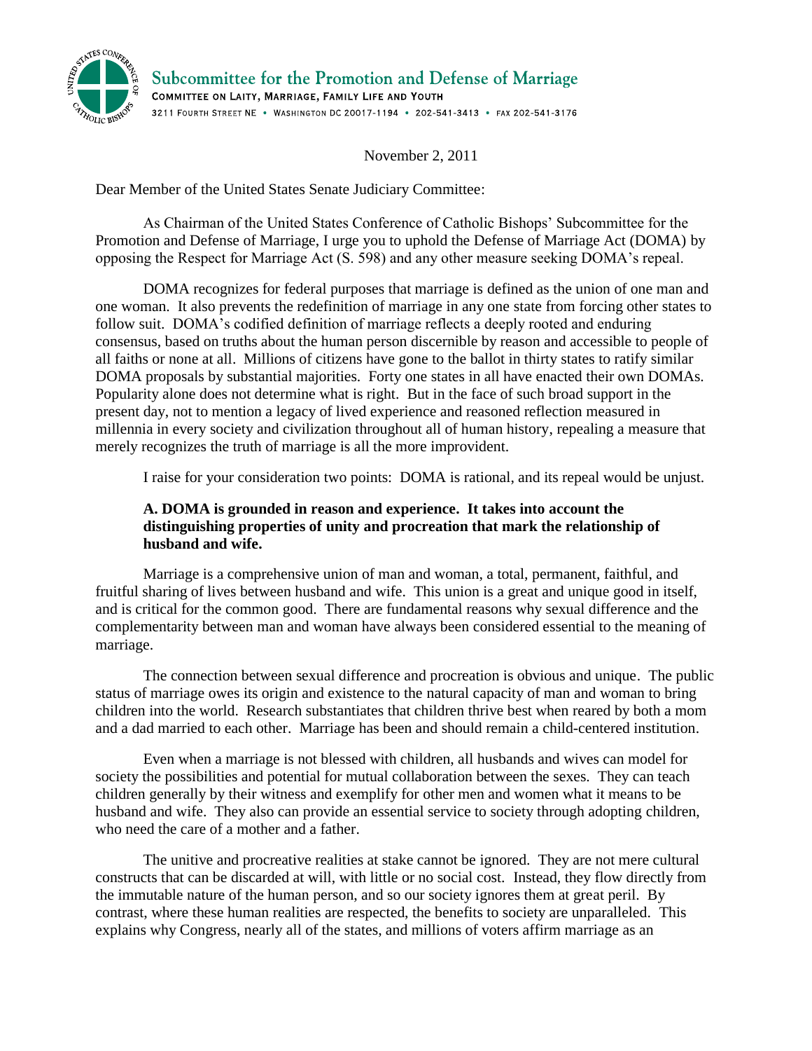**Subcommittee for the Promotion and Defense of Marriage**
COMMITTEE ON LAITY, MARRIAGE, FAMILY LIFE AND YOUTH
3211 FOURTH STREET NE • WASHINGTON DC 20017-1194 • 202-541-3413 • FAX 202-541-3176

November 2, 2011

Dear Member of the United States Senate Judiciary Committee:

As Chairman of the United States Conference of Catholic Bishops' Subcommittee for the Promotion and Defense of Marriage, I urge you to uphold the Defense of Marriage Act (DOMA) by opposing the Respect for Marriage Act (S. 598) and any other measure seeking DOMA's repeal.

DOMA recognizes for federal purposes that marriage is defined as the union of one man and one woman. It also prevents the redefinition of marriage in any one state from forcing other states to follow suit. DOMA's codified definition of marriage reflects a deeply rooted and enduring consensus, based on truths about the human person discernible by reason and accessible to people of all faiths or none at all. Millions of citizens have gone to the ballot in thirty states to ratify similar DOMA proposals by substantial majorities. Forty one states in all have enacted their own DOMAs. Popularity alone does not determine what is right. But in the face of such broad support in the present day, not to mention a legacy of lived experience and reasoned reflection measured in millennia in every society and civilization throughout all of human history, repealing a measure that merely recognizes the truth of marriage is all the more improvident.

I raise for your consideration two points: DOMA is rational, and its repeal would be unjust.

**A. DOMA is grounded in reason and experience. It takes into account the distinguishing properties of unity and procreation that mark the relationship of husband and wife.**

Marriage is a comprehensive union of man and woman, a total, permanent, faithful, and fruitful sharing of lives between husband and wife. This union is a great and unique good in itself, and is critical for the common good. There are fundamental reasons why sexual difference and the complementarity between man and woman have always been considered essential to the meaning of marriage.

The connection between sexual difference and procreation is obvious and unique. The public status of marriage owes its origin and existence to the natural capacity of man and woman to bring children into the world. Research substantiates that children thrive best when reared by both a mom and a dad married to each other. Marriage has been and should remain a child-centered institution.

Even when a marriage is not blessed with children, all husbands and wives can model for society the possibilities and potential for mutual collaboration between the sexes. They can teach children generally by their witness and exemplify for other men and women what it means to be husband and wife. They also can provide an essential service to society through adopting children, who need the care of a mother and a father.

The unitive and procreative realities at stake cannot be ignored. They are not mere cultural constructs that can be discarded at will, with little or no social cost. Instead, they flow directly from the immutable nature of the human person, and so our society ignores them at great peril. By contrast, where these human realities are respected, the benefits to society are unparalleled. This explains why Congress, nearly all of the states, and millions of voters affirm marriage as an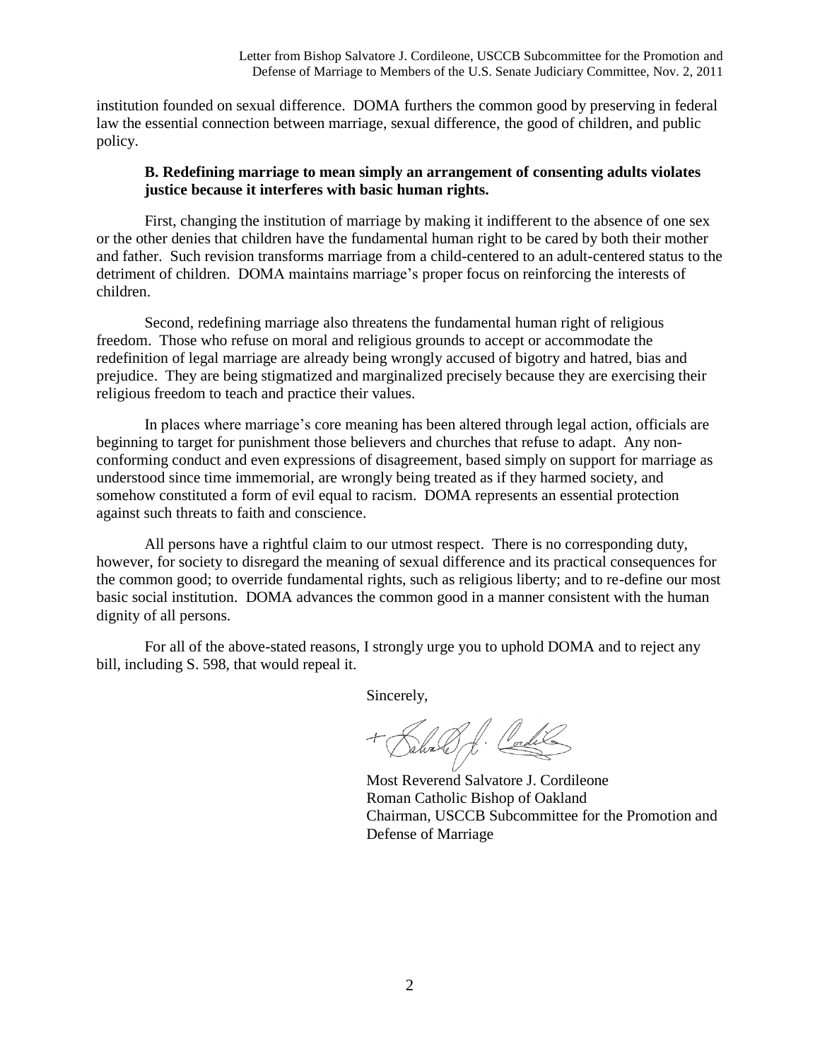institution founded on sexual difference. DOMA furthers the common good by preserving in federal law the essential connection between marriage, sexual difference, the good of children, and public policy.

**B. Redefining marriage to mean simply an arrangement of consenting adults violates justice because it interferes with basic human rights.**

First, changing the institution of marriage by making it indifferent to the absence of one sex or the other denies that children have the fundamental human right to be cared by both their mother and father. Such revision transforms marriage from a child-centered to an adult-centered status to the detriment of children. DOMA maintains marriage's proper focus on reinforcing the interests of children.

Second, redefining marriage also threatens the fundamental human right of religious freedom. Those who refuse on moral and religious grounds to accept or accommodate the redefinition of legal marriage are already being wrongly accused of bigotry and hatred, bias and prejudice. They are being stigmatized and marginalized precisely because they are exercising their religious freedom to teach and practice their values.

In places where marriage's core meaning has been altered through legal action, officials are beginning to target for punishment those believers and churches that refuse to adapt. Any non-conforming conduct and even expressions of disagreement, based simply on support for marriage as understood since time immemorial, are wrongly being treated as if they harmed society, and somehow constituted a form of evil equal to racism. DOMA represents an essential protection against such threats to faith and conscience.

All persons have a rightful claim to our utmost respect. There is no corresponding duty, however, for society to disregard the meaning of sexual difference and its practical consequences for the common good; to override fundamental rights, such as religious liberty; and to re-define our most basic social institution. DOMA advances the common good in a manner consistent with the human dignity of all persons.

For all of the above-stated reasons, I strongly urge you to uphold DOMA and to reject any bill, including S. 598, that would repeal it.

Sincerely,

+ Salvatore J. Cordileone

Most Reverend Salvatore J. Cordileone
Roman Catholic Bishop of Oakland
Chairman, USCCB Subcommittee for the Promotion and Defense of Marriage